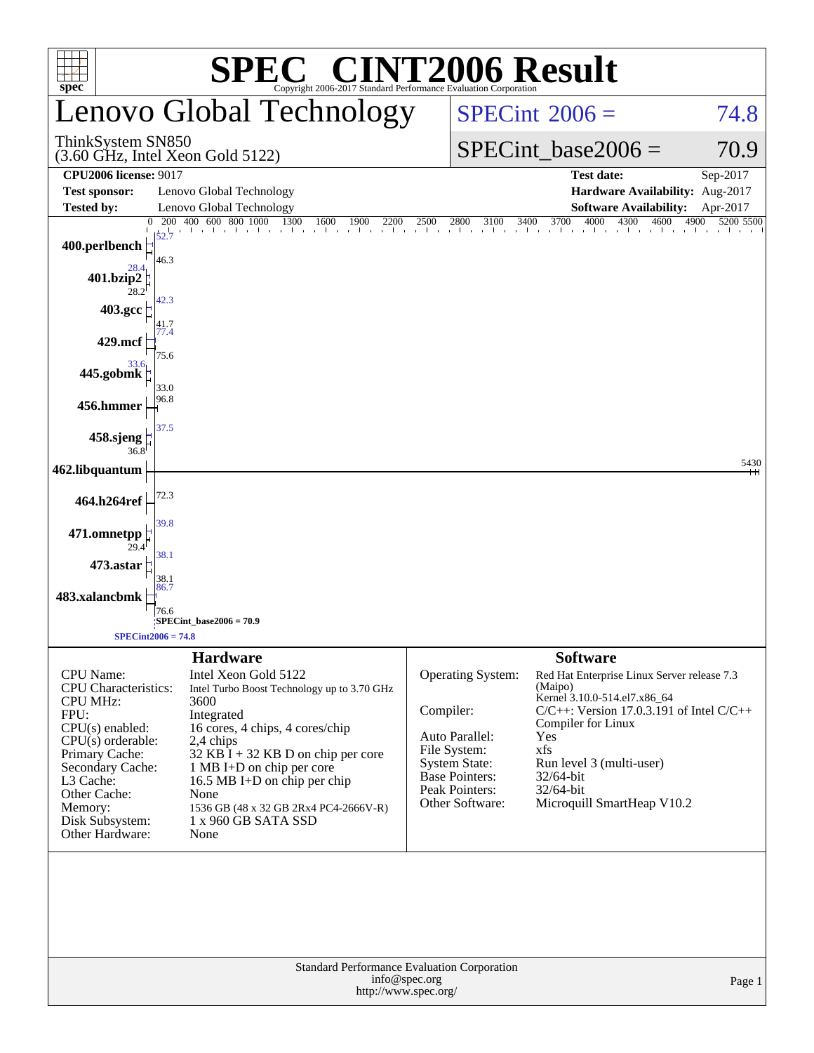# SPEC® CINT2006 Result

Copyright 2006-2017 Standard Performance Evaluation Corporation

## Lenovo Global Technology

ThinkSystem SN850
(3.60 GHz, Intel Xeon Gold 5122)

**SPECint 2006 = 74.8**

**SPECint_base2006 = 70.9**

| | | | |
|---|---|---|---|
| **CPU2006 license:** 9017 | | **Test date:** | Sep-2017 |
| **Test sponsor:** | Lenovo Global Technology | **Hardware Availability:** | Aug-2017 |
| **Tested by:** | Lenovo Global Technology | **Software Availability:** | Apr-2017 |

| Benchmark | Peak | Base |
|---|---|---|
| 400.perlbench | 52.7 | 46.3 |
| 401.bzip2 | 28.4 | 28.2 |
| 403.gcc | 42.3 | 41.7 |
| 429.mcf | 77.4 | 75.6 |
| 445.gobmk | 33.6 | 33.0 |
| 456.hmmer | 96.8 | |
| 458.sjeng | 37.5 | 36.8 |
| 462.libquantum | 5430 | |
| 464.h264ref | 72.3 | |
| 471.omnetpp | 39.8 | 29.4 |
| 473.astar | 38.1 | 38.1 |
| 483.xalancbmk | 86.7 | 76.6 |

SPECint_base2006 = 70.9

SPECint2006 = 74.8

### Hardware

| | |
|---|---|
| CPU Name: | Intel Xeon Gold 5122 |
| CPU Characteristics: | Intel Turbo Boost Technology up to 3.70 GHz |
| CPU MHz: | 3600 |
| FPU: | Integrated |
| CPU(s) enabled: | 16 cores, 4 chips, 4 cores/chip |
| CPU(s) orderable: | 2,4 chips |
| Primary Cache: | 32 KB I + 32 KB D on chip per core |
| Secondary Cache: | 1 MB I+D on chip per core |
| L3 Cache: | 16.5 MB I+D on chip per chip |
| Other Cache: | None |
| Memory: | 1536 GB (48 x 32 GB 2Rx4 PC4-2666V-R) |
| Disk Subsystem: | 1 x 960 GB SATA SSD |
| Other Hardware: | None |

### Software

| | |
|---|---|
| Operating System: | Red Hat Enterprise Linux Server release 7.3 (Maipo) Kernel 3.10.0-514.el7.x86_64 |
| Compiler: | C/C++: Version 17.0.3.191 of Intel C/C++ Compiler for Linux |
| Auto Parallel: | Yes |
| File System: | xfs |
| System State: | Run level 3 (multi-user) |
| Base Pointers: | 32/64-bit |
| Peak Pointers: | 32/64-bit |
| Other Software: | Microquill SmartHeap V10.2 |

Standard Performance Evaluation Corporation
info@spec.org
http://www.spec.org/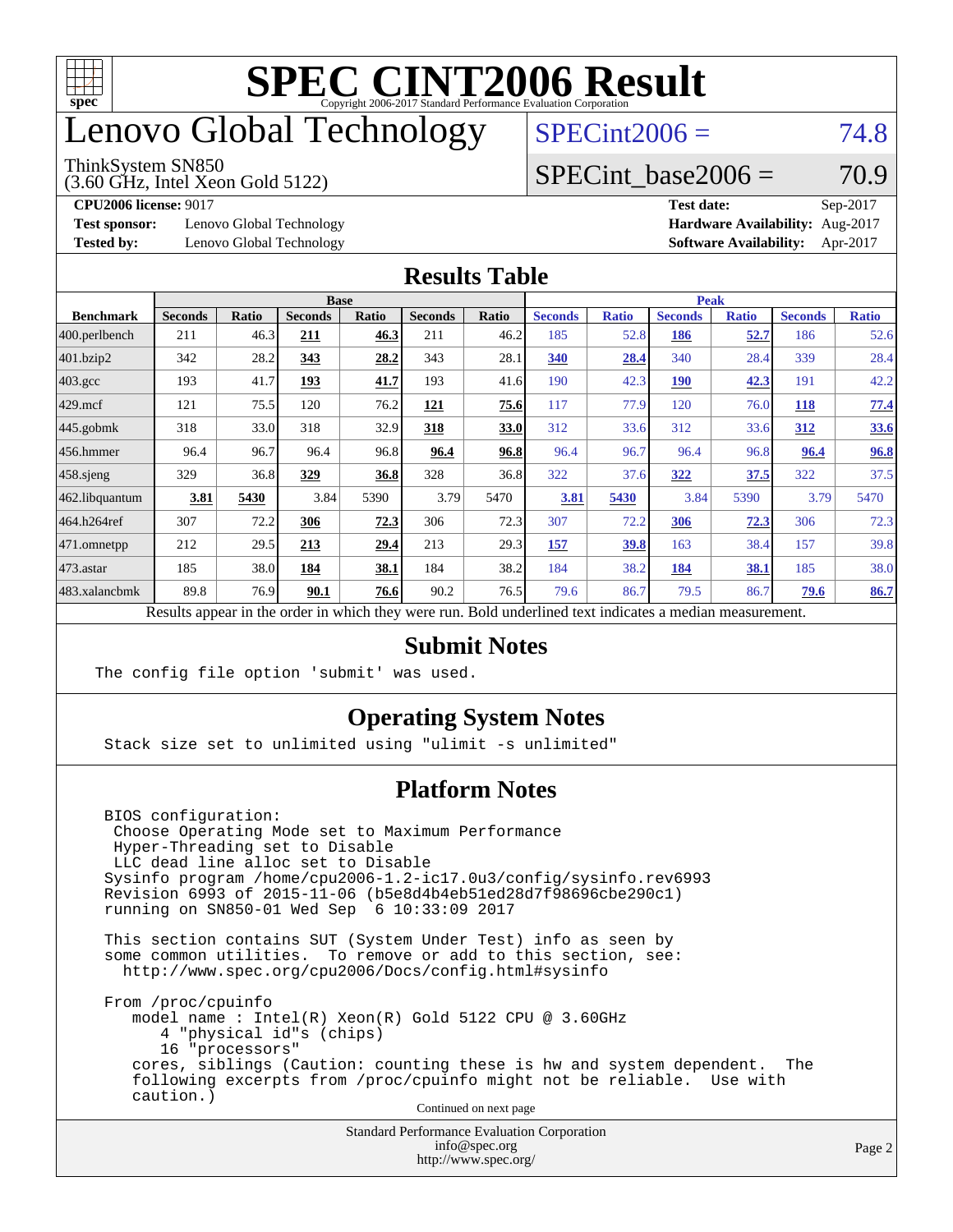# SPEC CINT2006 Result

Copyright 2006-2017 Standard Performance Evaluation Corporation

# Lenovo Global Technology

ThinkSystem SN850
(3.60 GHz, Intel Xeon Gold 5122)

SPECint2006 = 74.8

SPECint_base2006 = 70.9

**CPU2006 license:** 9017
**Test sponsor:** Lenovo Global Technology
**Tested by:** Lenovo Global Technology
**Test date:** Sep-2017
**Hardware Availability:** Aug-2017
**Software Availability:** Apr-2017

## Results Table

| Benchmark | Base | | | | | | Peak | | | | | |
|---|---|---|---|---|---|---|---|---|---|---|---|---|
| | Seconds | Ratio | Seconds | Ratio | Seconds | Ratio | Seconds | Ratio | Seconds | Ratio | Seconds | Ratio |
| 400.perlbench | 211 | 46.3 | **211** | **46.3** | 211 | 46.2 | 185 | 52.8 | **186** | **52.7** | 186 | 52.6 |
| 401.bzip2 | 342 | 28.2 | **343** | **28.2** | 343 | 28.1 | **340** | **28.4** | 340 | 28.4 | 339 | 28.4 |
| 403.gcc | 193 | 41.7 | **193** | **41.7** | 193 | 41.6 | 190 | 42.3 | **190** | **42.3** | 191 | 42.2 |
| 429.mcf | 121 | 75.5 | 120 | 76.2 | **121** | **75.6** | 117 | 77.9 | 120 | 76.0 | **118** | **77.4** |
| 445.gobmk | 318 | 33.0 | 318 | 32.9 | **318** | **33.0** | 312 | 33.6 | 312 | 33.6 | **312** | **33.6** |
| 456.hmmer | 96.4 | 96.7 | 96.4 | 96.8 | **96.4** | **96.8** | 96.4 | 96.7 | 96.4 | 96.8 | **96.4** | **96.8** |
| 458.sjeng | 329 | 36.8 | **329** | **36.8** | 328 | 36.8 | 322 | 37.6 | **322** | **37.5** | 322 | 37.5 |
| 462.libquantum | **3.81** | **5430** | 3.84 | 5390 | 3.79 | 5470 | **3.81** | **5430** | 3.84 | 5390 | 3.79 | 5470 |
| 464.h264ref | 307 | 72.2 | **306** | **72.3** | 306 | 72.3 | 307 | 72.2 | **306** | **72.3** | 306 | 72.3 |
| 471.omnetpp | 212 | 29.5 | **213** | **29.4** | 213 | 29.3 | **157** | **39.8** | 163 | 38.4 | 157 | 39.8 |
| 473.astar | 185 | 38.0 | **184** | **38.1** | 184 | 38.2 | 184 | 38.2 | **184** | **38.1** | 185 | 38.0 |
| 483.xalancbmk | 89.8 | 76.9 | **90.1** | **76.6** | 90.2 | 76.5 | 79.6 | 86.7 | 79.5 | 86.7 | **79.6** | **86.7** |

Results appear in the order in which they were run. Bold underlined text indicates a median measurement.

## Submit Notes

```
The config file option 'submit' was used.
```

## Operating System Notes

```
Stack size set to unlimited using "ulimit -s unlimited"
```

## Platform Notes

```
BIOS configuration:
 Choose Operating Mode set to Maximum Performance
 Hyper-Threading set to Disable
 LLC dead line alloc set to Disable
Sysinfo program /home/cpu2006-1.2-ic17.0u3/config/sysinfo.rev6993
Revision 6993 of 2015-11-06 (b5e8d4b4eb51ed28d7f98696cbe290c1)
running on SN850-01 Wed Sep  6 10:33:09 2017

This section contains SUT (System Under Test) info as seen by
some common utilities.  To remove or add to this section, see:
  http://www.spec.org/cpu2006/Docs/config.html#sysinfo

From /proc/cpuinfo
   model name : Intel(R) Xeon(R) Gold 5122 CPU @ 3.60GHz
      4 "physical id"s (chips)
      16 "processors"
   cores, siblings (Caution: counting these is hw and system dependent.  The
   following excerpts from /proc/cpuinfo might not be reliable.  Use with
   caution.)
```

Continued on next page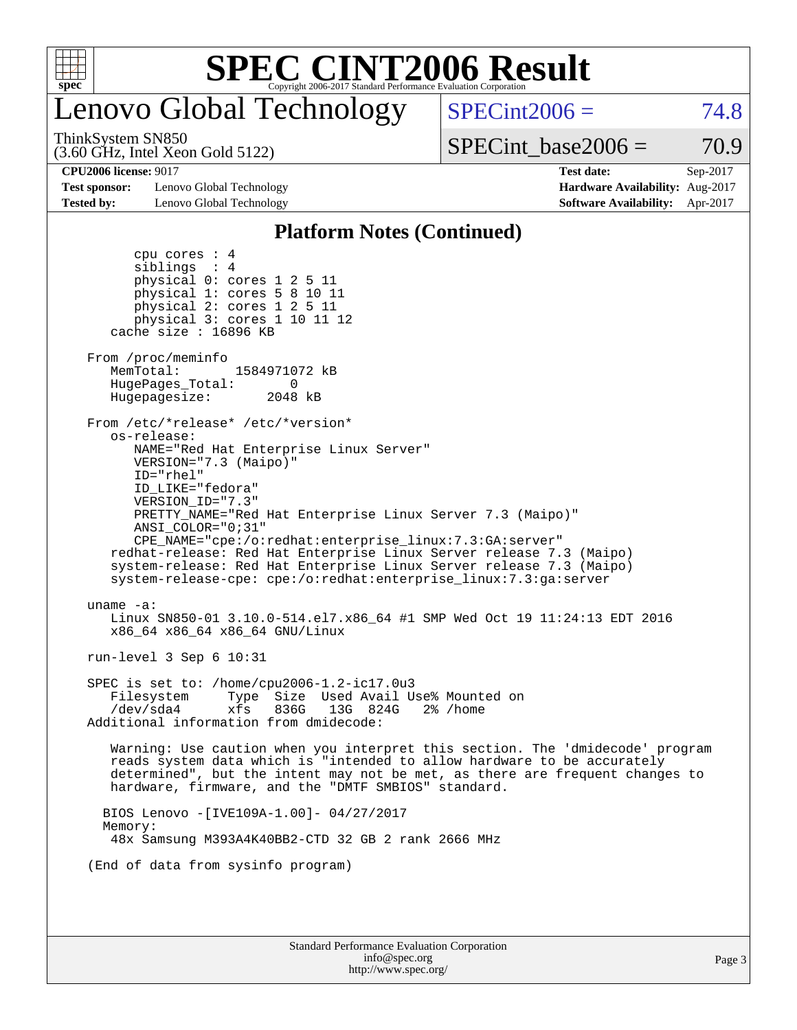# SPEC CINT2006 Result

Copyright 2006-2017 Standard Performance Evaluation Corporation

## Lenovo Global Technology

ThinkSystem SN850
(3.60 GHz, Intel Xeon Gold 5122)

SPECint2006 = 74.8

SPECint_base2006 = 70.9

**CPU2006 license:** 9017
**Test sponsor:** Lenovo Global Technology
**Tested by:** Lenovo Global Technology

**Test date:** Sep-2017
**Hardware Availability:** Aug-2017
**Software Availability:** Apr-2017

### Platform Notes (Continued)

```
        cpu cores : 4
        siblings  : 4
        physical 0: cores 1 2 5 11
        physical 1: cores 5 8 10 11
        physical 2: cores 1 2 5 11
        physical 3: cores 1 10 11 12
    cache size : 16896 KB

 From /proc/meminfo
    MemTotal:       1584971072 kB
    HugePages_Total:       0
    Hugepagesize:       2048 kB

 From /etc/*release* /etc/*version*
    os-release:
       NAME="Red Hat Enterprise Linux Server"
       VERSION="7.3 (Maipo)"
       ID="rhel"
       ID_LIKE="fedora"
       VERSION_ID="7.3"
       PRETTY_NAME="Red Hat Enterprise Linux Server 7.3 (Maipo)"
       ANSI_COLOR="0;31"
       CPE_NAME="cpe:/o:redhat:enterprise_linux:7.3:GA:server"
    redhat-release: Red Hat Enterprise Linux Server release 7.3 (Maipo)
    system-release: Red Hat Enterprise Linux Server release 7.3 (Maipo)
    system-release-cpe: cpe:/o:redhat:enterprise_linux:7.3:ga:server

 uname -a:
    Linux SN850-01 3.10.0-514.el7.x86_64 #1 SMP Wed Oct 19 11:24:13 EDT 2016
    x86_64 x86_64 x86_64 GNU/Linux

 run-level 3 Sep 6 10:31

 SPEC is set to: /home/cpu2006-1.2-ic17.0u3
    Filesystem     Type  Size  Used Avail Use% Mounted on
    /dev/sda4      xfs   836G   13G  824G   2% /home
 Additional information from dmidecode:

    Warning: Use caution when you interpret this section. The 'dmidecode' program
    reads system data which is "intended to allow hardware to be accurately
    determined", but the intent may not be met, as there are frequent changes to
    hardware, firmware, and the "DMTF SMBIOS" standard.

   BIOS Lenovo -[IVE109A-1.00]- 04/27/2017
   Memory:
    48x Samsung M393A4K40BB2-CTD 32 GB 2 rank 2666 MHz

 (End of data from sysinfo program)
```

Standard Performance Evaluation Corporation
info@spec.org
http://www.spec.org/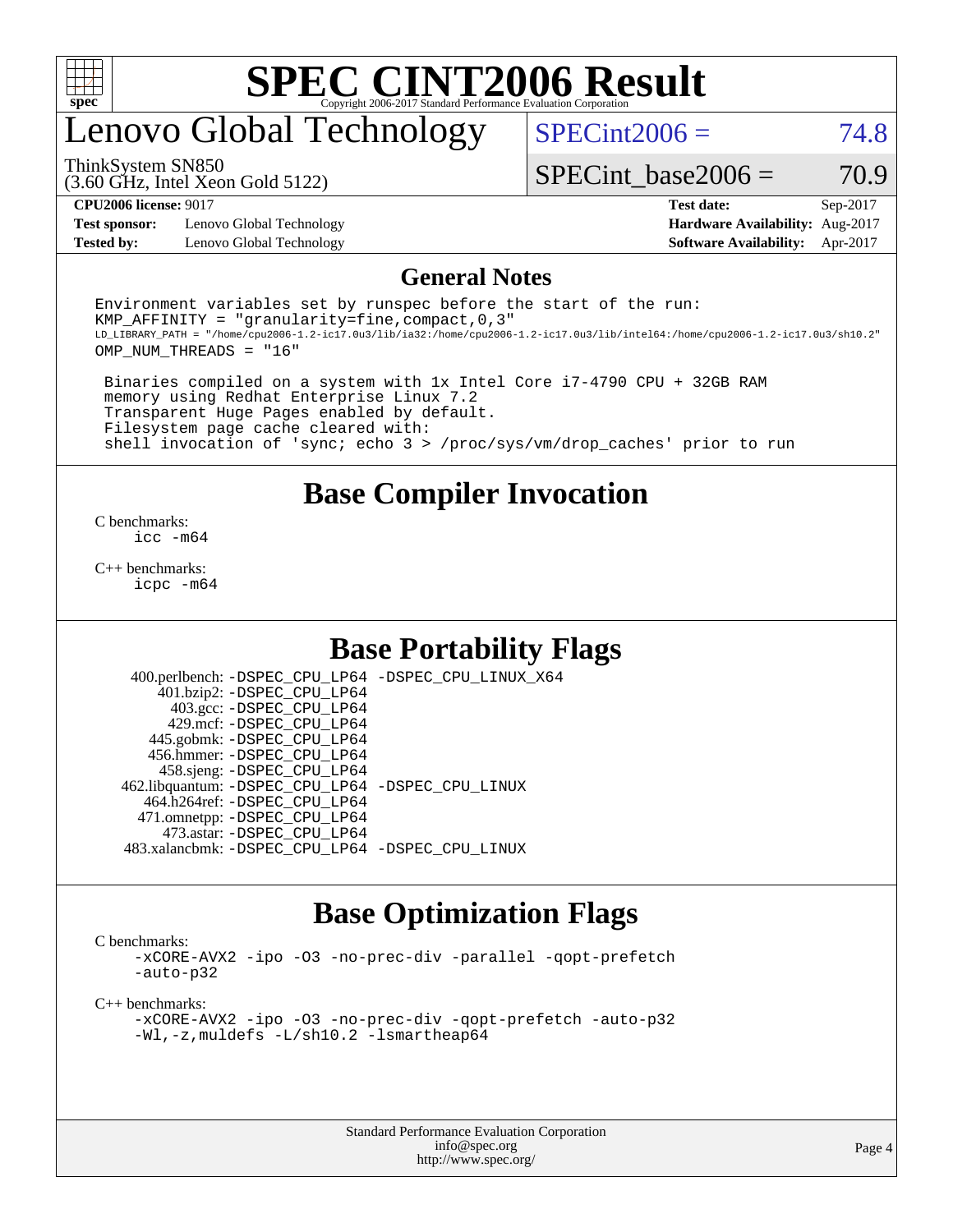# SPEC CINT2006 Result

Copyright 2006-2017 Standard Performance Evaluation Corporation

## Lenovo Global Technology

ThinkSystem SN850
(3.60 GHz, Intel Xeon Gold 5122)

SPECint2006 = 74.8

SPECint_base2006 = 70.9

**CPU2006 license:** 9017
**Test sponsor:** Lenovo Global Technology
**Tested by:** Lenovo Global Technology

**Test date:** Sep-2017
**Hardware Availability:** Aug-2017
**Software Availability:** Apr-2017

## General Notes

```
Environment variables set by runspec before the start of the run:
KMP_AFFINITY = "granularity=fine,compact,0,3"
LD_LIBRARY_PATH = "/home/cpu2006-1.2-ic17.0u3/lib/ia32:/home/cpu2006-1.2-ic17.0u3/lib/intel64:/home/cpu2006-1.2-ic17.0u3/sh10.2"
OMP_NUM_THREADS = "16"

 Binaries compiled on a system with 1x Intel Core i7-4790 CPU + 32GB RAM
 memory using Redhat Enterprise Linux 7.2
 Transparent Huge Pages enabled by default.
 Filesystem page cache cleared with:
 shell invocation of 'sync; echo 3 > /proc/sys/vm/drop_caches' prior to run
```

## Base Compiler Invocation

C benchmarks:
```
icc -m64
```

C++ benchmarks:
```
icpc -m64
```

## Base Portability Flags

| Benchmark | Flags |
|---|---|
| 400.perlbench: | -DSPEC_CPU_LP64 -DSPEC_CPU_LINUX_X64 |
| 401.bzip2: | -DSPEC_CPU_LP64 |
| 403.gcc: | -DSPEC_CPU_LP64 |
| 429.mcf: | -DSPEC_CPU_LP64 |
| 445.gobmk: | -DSPEC_CPU_LP64 |
| 456.hmmer: | -DSPEC_CPU_LP64 |
| 458.sjeng: | -DSPEC_CPU_LP64 |
| 462.libquantum: | -DSPEC_CPU_LP64 -DSPEC_CPU_LINUX |
| 464.h264ref: | -DSPEC_CPU_LP64 |
| 471.omnetpp: | -DSPEC_CPU_LP64 |
| 473.astar: | -DSPEC_CPU_LP64 |
| 483.xalancbmk: | -DSPEC_CPU_LP64 -DSPEC_CPU_LINUX |

## Base Optimization Flags

C benchmarks:
```
-xCORE-AVX2 -ipo -O3 -no-prec-div -parallel -qopt-prefetch
-auto-p32
```

C++ benchmarks:
```
-xCORE-AVX2 -ipo -O3 -no-prec-div -qopt-prefetch -auto-p32
-Wl,-z,muldefs -L/sh10.2 -lsmartheap64
```

Standard Performance Evaluation Corporation
info@spec.org
http://www.spec.org/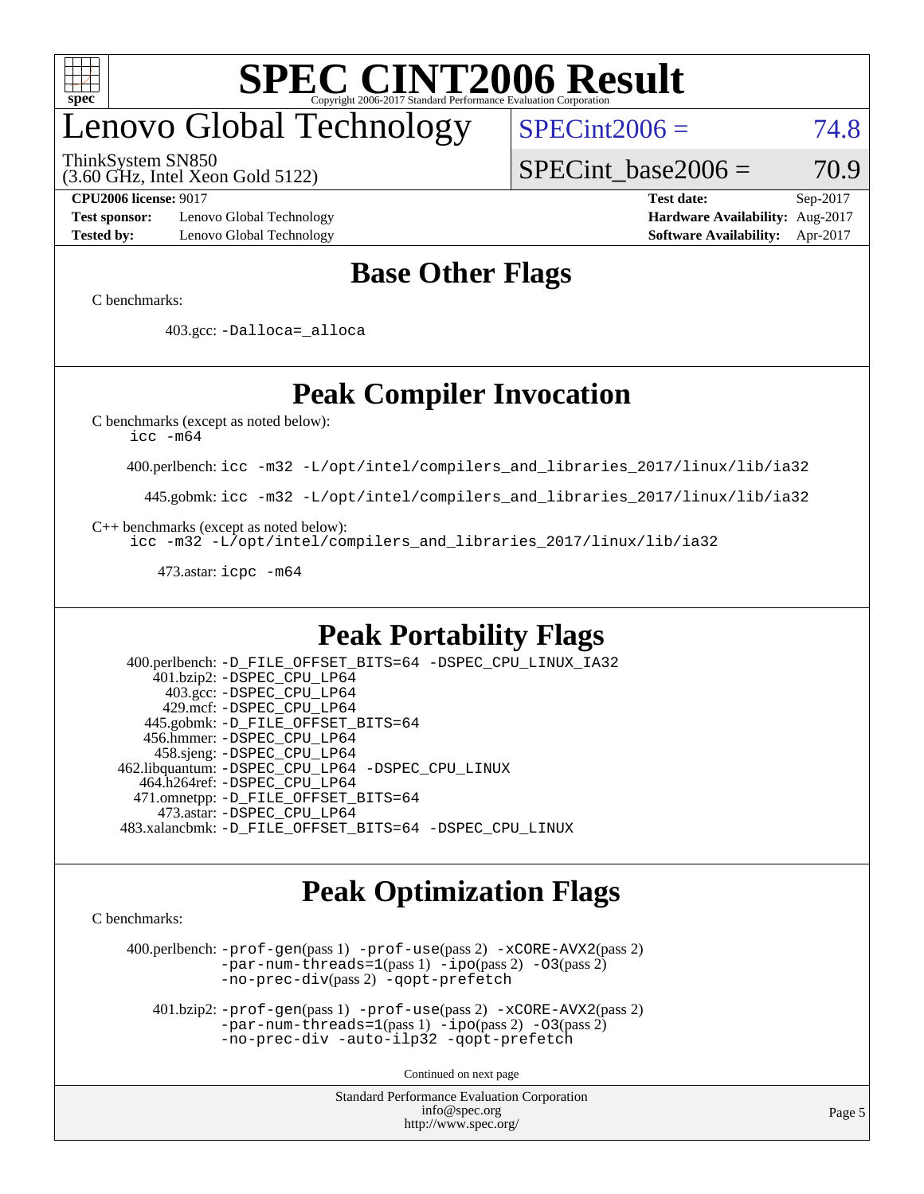# SPEC CINT2006 Result

Copyright 2006-2017 Standard Performance Evaluation Corporation

## Lenovo Global Technology

ThinkSystem SN850
(3.60 GHz, Intel Xeon Gold 5122)

SPECint2006 = 74.8

SPECint_base2006 = 70.9

**CPU2006 license:** 9017
**Test sponsor:** Lenovo Global Technology
**Tested by:** Lenovo Global Technology

**Test date:** Sep-2017
**Hardware Availability:** Aug-2017
**Software Availability:** Apr-2017

## Base Other Flags

C benchmarks:

403.gcc: `-Dalloca=_alloca`

## Peak Compiler Invocation

C benchmarks (except as noted below):
`icc -m64`

400.perlbench: `icc -m32 -L/opt/intel/compilers_and_libraries_2017/linux/lib/ia32`

445.gobmk: `icc -m32 -L/opt/intel/compilers_and_libraries_2017/linux/lib/ia32`

C++ benchmarks (except as noted below):
`icc -m32 -L/opt/intel/compilers_and_libraries_2017/linux/lib/ia32`

473.astar: `icpc -m64`

## Peak Portability Flags

400.perlbench: `-D_FILE_OFFSET_BITS=64 -DSPEC_CPU_LINUX_IA32`
401.bzip2: `-DSPEC_CPU_LP64`
403.gcc: `-DSPEC_CPU_LP64`
429.mcf: `-DSPEC_CPU_LP64`
445.gobmk: `-D_FILE_OFFSET_BITS=64`
456.hmmer: `-DSPEC_CPU_LP64`
458.sjeng: `-DSPEC_CPU_LP64`
462.libquantum: `-DSPEC_CPU_LP64 -DSPEC_CPU_LINUX`
464.h264ref: `-DSPEC_CPU_LP64`
471.omnetpp: `-D_FILE_OFFSET_BITS=64`
473.astar: `-DSPEC_CPU_LP64`
483.xalancbmk: `-D_FILE_OFFSET_BITS=64 -DSPEC_CPU_LINUX`

## Peak Optimization Flags

C benchmarks:

400.perlbench: `-prof-gen`(pass 1) `-prof-use`(pass 2) `-xCORE-AVX2`(pass 2) `-par-num-threads=1`(pass 1) `-ipo`(pass 2) `-O3`(pass 2) `-no-prec-div`(pass 2) `-qopt-prefetch`

401.bzip2: `-prof-gen`(pass 1) `-prof-use`(pass 2) `-xCORE-AVX2`(pass 2) `-par-num-threads=1`(pass 1) `-ipo`(pass 2) `-O3`(pass 2) `-no-prec-div -auto-ilp32 -qopt-prefetch`

Continued on next page

Standard Performance Evaluation Corporation
info@spec.org
http://www.spec.org/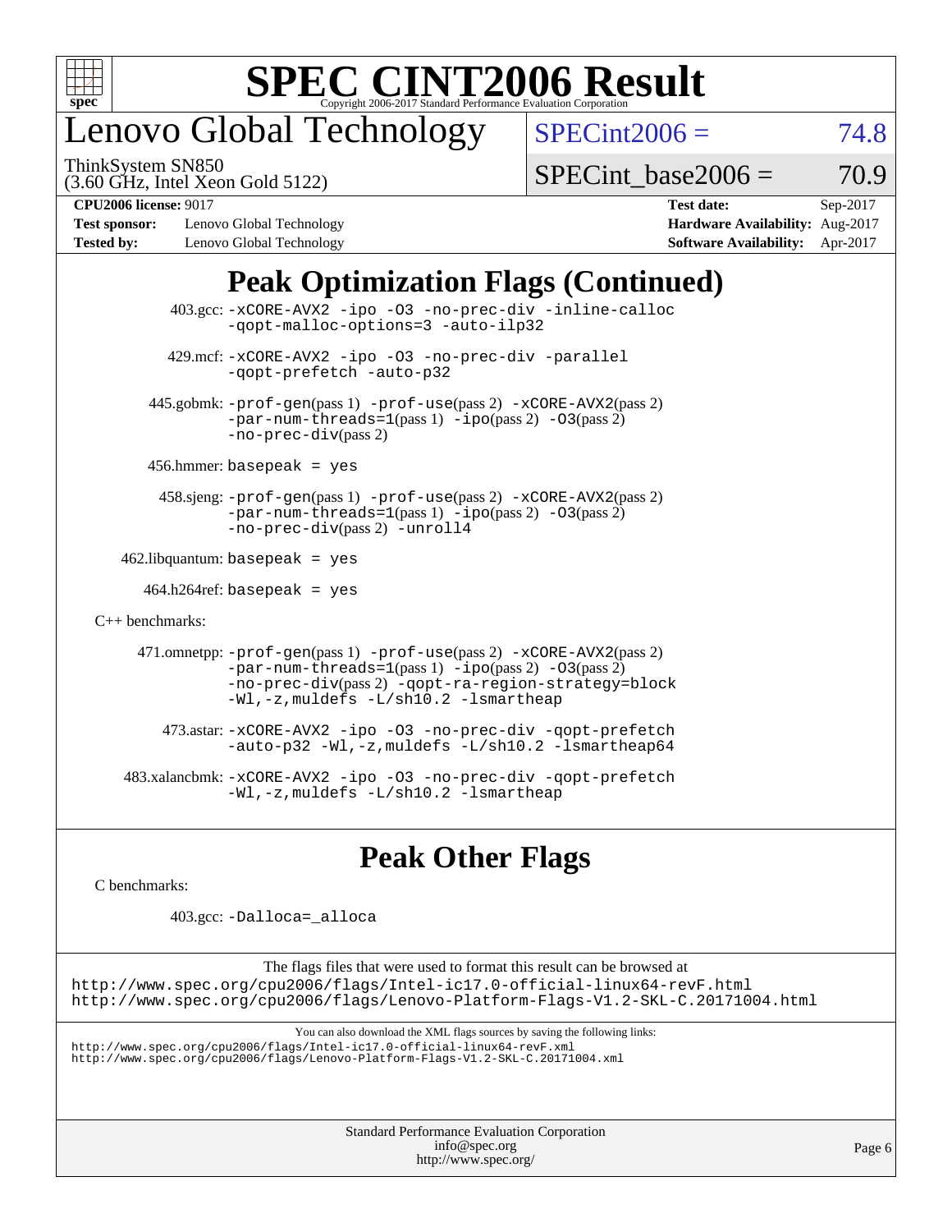# SPEC CINT2006 Result

Copyright 2006-2017 Standard Performance Evaluation Corporation

## Lenovo Global Technology

ThinkSystem SN850
(3.60 GHz, Intel Xeon Gold 5122)

SPECint2006 = 74.8

SPECint_base2006 = 70.9

| | | | |
|---|---|---|---|
| **CPU2006 license:** 9017 | | **Test date:** | Sep-2017 |
| **Test sponsor:** | Lenovo Global Technology | **Hardware Availability:** | Aug-2017 |
| **Tested by:** | Lenovo Global Technology | **Software Availability:** | Apr-2017 |

## Peak Optimization Flags (Continued)

403.gcc: `-xCORE-AVX2 -ipo -O3 -no-prec-div -inline-calloc -qopt-malloc-options=3 -auto-ilp32`

429.mcf: `-xCORE-AVX2 -ipo -O3 -no-prec-div -parallel -qopt-prefetch -auto-p32`

445.gobmk: `-prof-gen`(pass 1) `-prof-use`(pass 2) `-xCORE-AVX2`(pass 2) `-par-num-threads=1`(pass 1) `-ipo`(pass 2) `-O3`(pass 2) `-no-prec-div`(pass 2)

456.hmmer: `basepeak = yes`

458.sjeng: `-prof-gen`(pass 1) `-prof-use`(pass 2) `-xCORE-AVX2`(pass 2) `-par-num-threads=1`(pass 1) `-ipo`(pass 2) `-O3`(pass 2) `-no-prec-div`(pass 2) `-unroll4`

462.libquantum: `basepeak = yes`

464.h264ref: `basepeak = yes`

C++ benchmarks:

471.omnetpp: `-prof-gen`(pass 1) `-prof-use`(pass 2) `-xCORE-AVX2`(pass 2) `-par-num-threads=1`(pass 1) `-ipo`(pass 2) `-O3`(pass 2) `-no-prec-div`(pass 2) `-qopt-ra-region-strategy=block -Wl,-z,muldefs -L/sh10.2 -lsmartheap`

473.astar: `-xCORE-AVX2 -ipo -O3 -no-prec-div -qopt-prefetch -auto-p32 -Wl,-z,muldefs -L/sh10.2 -lsmartheap64`

483.xalancbmk: `-xCORE-AVX2 -ipo -O3 -no-prec-div -qopt-prefetch -Wl,-z,muldefs -L/sh10.2 -lsmartheap`

## Peak Other Flags

C benchmarks:

403.gcc: `-Dalloca=_alloca`

The flags files that were used to format this result can be browsed at
http://www.spec.org/cpu2006/flags/Intel-ic17.0-official-linux64-revF.html
http://www.spec.org/cpu2006/flags/Lenovo-Platform-Flags-V1.2-SKL-C.20171004.html

You can also download the XML flags sources by saving the following links:
http://www.spec.org/cpu2006/flags/Intel-ic17.0-official-linux64-revF.xml
http://www.spec.org/cpu2006/flags/Lenovo-Platform-Flags-V1.2-SKL-C.20171004.xml

Standard Performance Evaluation Corporation
info@spec.org
http://www.spec.org/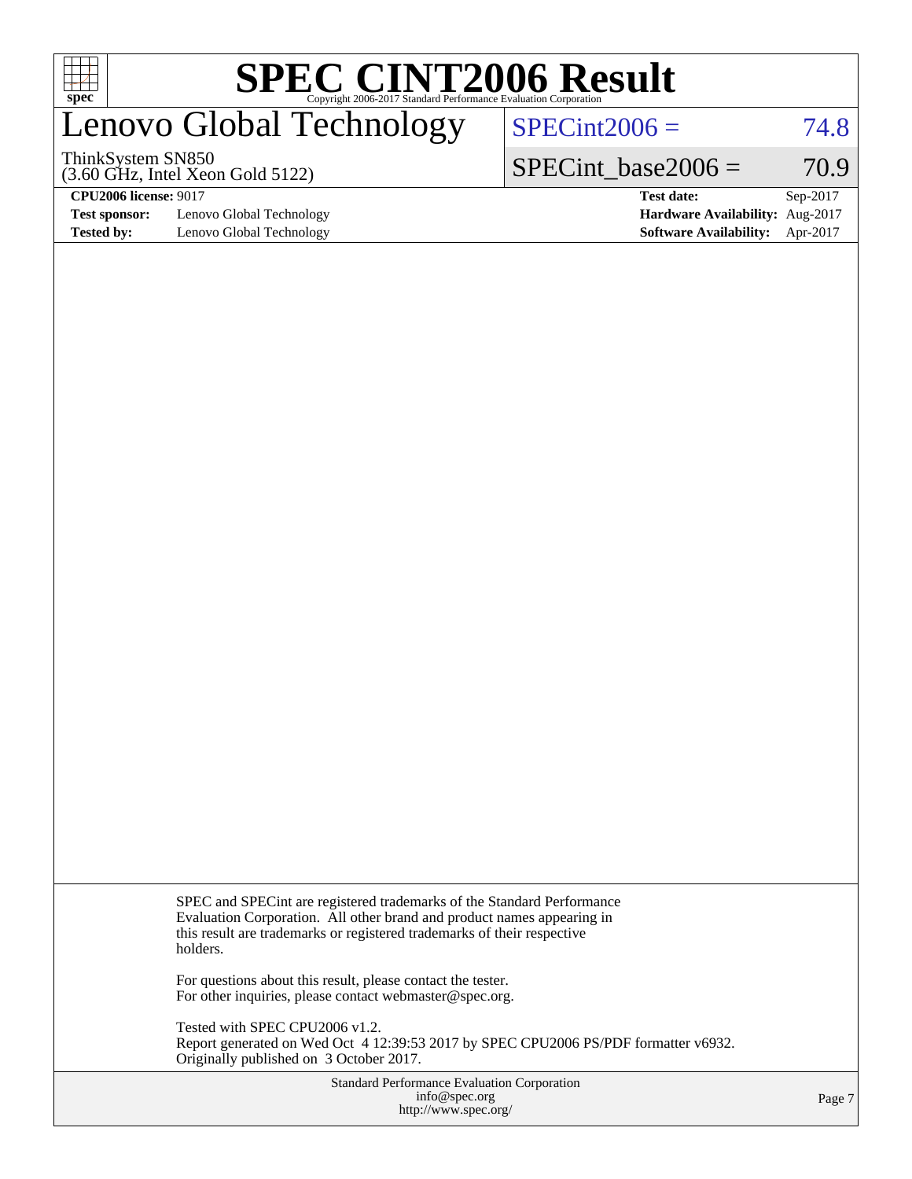# SPEC CINT2006 Result

Copyright 2006-2017 Standard Performance Evaluation Corporation

## Lenovo Global Technology

ThinkSystem SN850
(3.60 GHz, Intel Xeon Gold 5122)

SPECint2006 = 74.8

SPECint_base2006 = 70.9

| | | | |
|---|---|---|---|
| **CPU2006 license:** 9017 | | **Test date:** | Sep-2017 |
| **Test sponsor:** | Lenovo Global Technology | **Hardware Availability:** | Aug-2017 |
| **Tested by:** | Lenovo Global Technology | **Software Availability:** | Apr-2017 |

SPEC and SPECint are registered trademarks of the Standard Performance Evaluation Corporation. All other brand and product names appearing in this result are trademarks or registered trademarks of their respective holders.

For questions about this result, please contact the tester.
For other inquiries, please contact webmaster@spec.org.

Tested with SPEC CPU2006 v1.2.
Report generated on Wed Oct 4 12:39:53 2017 by SPEC CPU2006 PS/PDF formatter v6932.
Originally published on 3 October 2017.

Standard Performance Evaluation Corporation
info@spec.org
http://www.spec.org/